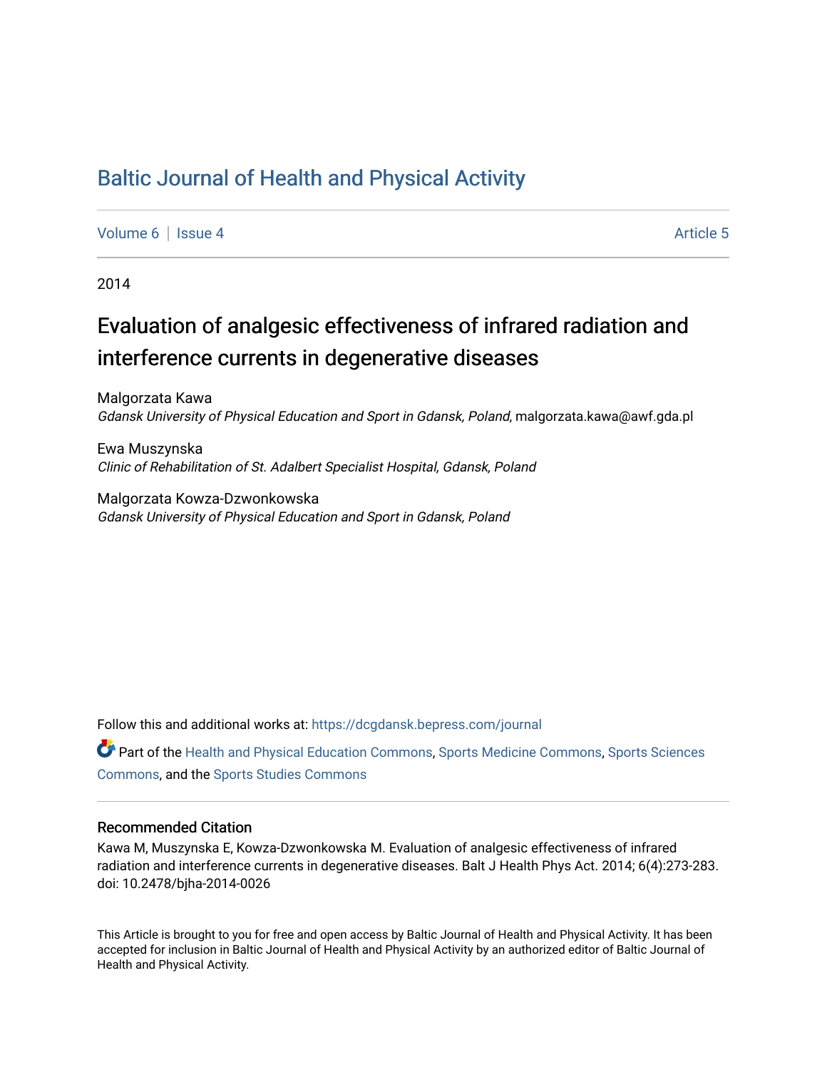# Baltic Journal of Health and Physical Activity

Volume 6 | Issue 4 Article 5

2014

## Evaluation of analgesic effectiveness of infrared radiation and interference currents in degenerative diseases

Malgorzata Kawa
*Gdansk University of Physical Education and Sport in Gdansk, Poland*, malgorzata.kawa@awf.gda.pl

Ewa Muszynska
*Clinic of Rehabilitation of St. Adalbert Specialist Hospital, Gdansk, Poland*

Malgorzata Kowza-Dzwonkowska
*Gdansk University of Physical Education and Sport in Gdansk, Poland*

Follow this and additional works at: https://dcgdansk.bepress.com/journal

Part of the Health and Physical Education Commons, Sports Medicine Commons, Sports Sciences Commons, and the Sports Studies Commons

### Recommended Citation

Kawa M, Muszynska E, Kowza-Dzwonkowska M. Evaluation of analgesic effectiveness of infrared radiation and interference currents in degenerative diseases. Balt J Health Phys Act. 2014; 6(4):273-283. doi: 10.2478/bjha-2014-0026

This Article is brought to you for free and open access by Baltic Journal of Health and Physical Activity. It has been accepted for inclusion in Baltic Journal of Health and Physical Activity by an authorized editor of Baltic Journal of Health and Physical Activity.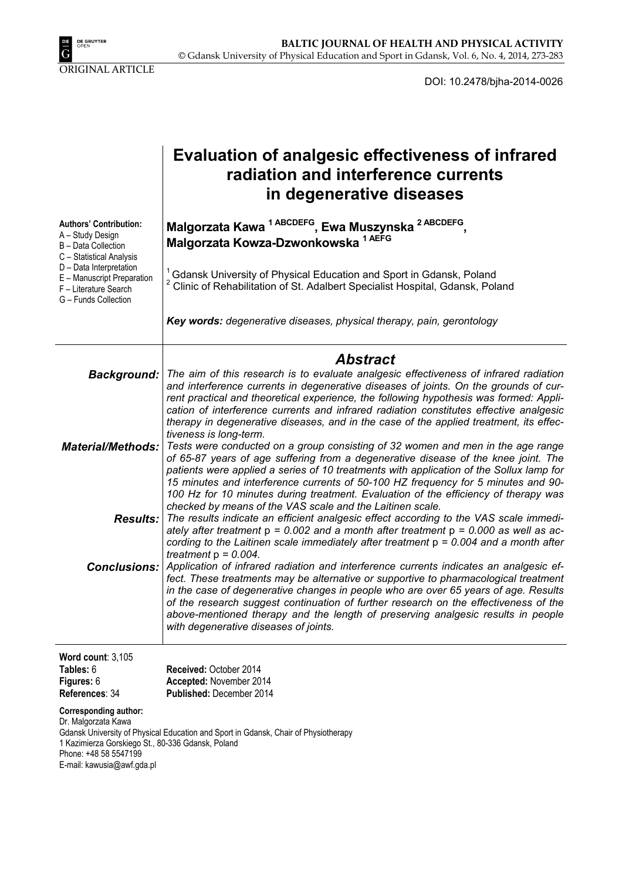ORIGINAL ARTICLE

DOI: 10.2478/bjha-2014-0026

# Evaluation of analgesic effectiveness of infrared radiation and interference currents in degenerative diseases

**Authors' Contribution:**
A – Study Design
B – Data Collection
C – Statistical Analysis
D – Data Interpretation
E – Manuscript Preparation
F – Literature Search
G – Funds Collection

**Malgorzata Kawa [1 ABCDEFG], Ewa Muszynska [2 ABCDEFG], Malgorzata Kowza-Dzwonkowska [1 AEFG]**

[1] Gdansk University of Physical Education and Sport in Gdansk, Poland
[2] Clinic of Rehabilitation of St. Adalbert Specialist Hospital, Gdansk, Poland

***Key words:*** *degenerative diseases, physical therapy, pain, gerontology*

## *Abstract*

***Background:*** *The aim of this research is to evaluate analgesic effectiveness of infrared radiation and interference currents in degenerative diseases of joints. On the grounds of current practical and theoretical experience, the following hypothesis was formed: Application of interference currents and infrared radiation constitutes effective analgesic therapy in degenerative diseases, and in the case of the applied treatment, its effectiveness is long-term.*

***Material/Methods:*** *Tests were conducted on a group consisting of 32 women and men in the age range of 65-87 years of age suffering from a degenerative disease of the knee joint. The patients were applied a series of 10 treatments with application of the Sollux lamp for 15 minutes and interference currents of 50-100 HZ frequency for 5 minutes and 90-100 Hz for 10 minutes during treatment. Evaluation of the efficiency of therapy was checked by means of the VAS scale and the Laitinen scale.*

***Results:*** *The results indicate an efficient analgesic effect according to the VAS scale immediately after treatment* $p = 0.002$ *and a month after treatment* $p = 0.000$ *as well as according to the Laitinen scale immediately after treatment* $p = 0.004$ *and a month after treatment* $p = 0.004$*.*

***Conclusions:*** *Application of infrared radiation and interference currents indicates an analgesic effect. These treatments may be alternative or supportive to pharmacological treatment in the case of degenerative changes in people who are over 65 years of age. Results of the research suggest continuation of further research on the effectiveness of the above-mentioned therapy and the length of preserving analgesic results in people with degenerative diseases of joints.*

**Word count**: 3,105
**Tables:** 6
**Figures:** 6
**References**: 34

**Received:** October 2014
**Accepted:** November 2014
**Published:** December 2014

**Corresponding author:**
Dr. Malgorzata Kawa
Gdansk University of Physical Education and Sport in Gdansk, Chair of Physiotherapy
1 Kazimierza Gorskiego St., 80-336 Gdansk, Poland
Phone: +48 58 5547199
E-mail: kawusia@awf.gda.pl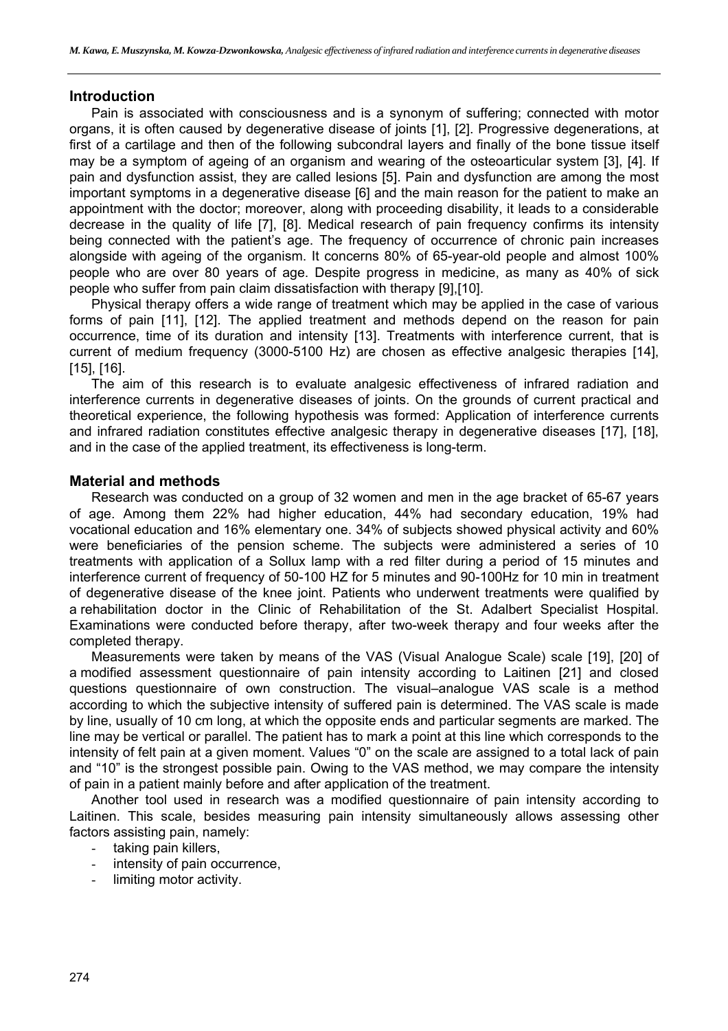## Introduction

Pain is associated with consciousness and is a synonym of suffering; connected with motor organs, it is often caused by degenerative disease of joints [1], [2]. Progressive degenerations, at first of a cartilage and then of the following subcondral layers and finally of the bone tissue itself may be a symptom of ageing of an organism and wearing of the osteoarticular system [3], [4]. If pain and dysfunction assist, they are called lesions [5]. Pain and dysfunction are among the most important symptoms in a degenerative disease [6] and the main reason for the patient to make an appointment with the doctor; moreover, along with proceeding disability, it leads to a considerable decrease in the quality of life [7], [8]. Medical research of pain frequency confirms its intensity being connected with the patient's age. The frequency of occurrence of chronic pain increases alongside with ageing of the organism. It concerns 80% of 65-year-old people and almost 100% people who are over 80 years of age. Despite progress in medicine, as many as 40% of sick people who suffer from pain claim dissatisfaction with therapy [9],[10].

Physical therapy offers a wide range of treatment which may be applied in the case of various forms of pain [11], [12]. The applied treatment and methods depend on the reason for pain occurrence, time of its duration and intensity [13]. Treatments with interference current, that is current of medium frequency (3000-5100 Hz) are chosen as effective analgesic therapies [14], [15], [16].

The aim of this research is to evaluate analgesic effectiveness of infrared radiation and interference currents in degenerative diseases of joints. On the grounds of current practical and theoretical experience, the following hypothesis was formed: Application of interference currents and infrared radiation constitutes effective analgesic therapy in degenerative diseases [17], [18], and in the case of the applied treatment, its effectiveness is long-term.

## Material and methods

Research was conducted on a group of 32 women and men in the age bracket of 65-67 years of age. Among them 22% had higher education, 44% had secondary education, 19% had vocational education and 16% elementary one. 34% of subjects showed physical activity and 60% were beneficiaries of the pension scheme. The subjects were administered a series of 10 treatments with application of a Sollux lamp with a red filter during a period of 15 minutes and interference current of frequency of 50-100 HZ for 5 minutes and 90-100Hz for 10 min in treatment of degenerative disease of the knee joint. Patients who underwent treatments were qualified by a rehabilitation doctor in the Clinic of Rehabilitation of the St. Adalbert Specialist Hospital. Examinations were conducted before therapy, after two-week therapy and four weeks after the completed therapy.

Measurements were taken by means of the VAS (Visual Analogue Scale) scale [19], [20] of a modified assessment questionnaire of pain intensity according to Laitinen [21] and closed questions questionnaire of own construction. The visual–analogue VAS scale is a method according to which the subjective intensity of suffered pain is determined. The VAS scale is made by line, usually of 10 cm long, at which the opposite ends and particular segments are marked. The line may be vertical or parallel. The patient has to mark a point at this line which corresponds to the intensity of felt pain at a given moment. Values "0" on the scale are assigned to a total lack of pain and "10" is the strongest possible pain. Owing to the VAS method, we may compare the intensity of pain in a patient mainly before and after application of the treatment.

Another tool used in research was a modified questionnaire of pain intensity according to Laitinen. This scale, besides measuring pain intensity simultaneously allows assessing other factors assisting pain, namely:

- taking pain killers,
- intensity of pain occurrence,
- limiting motor activity.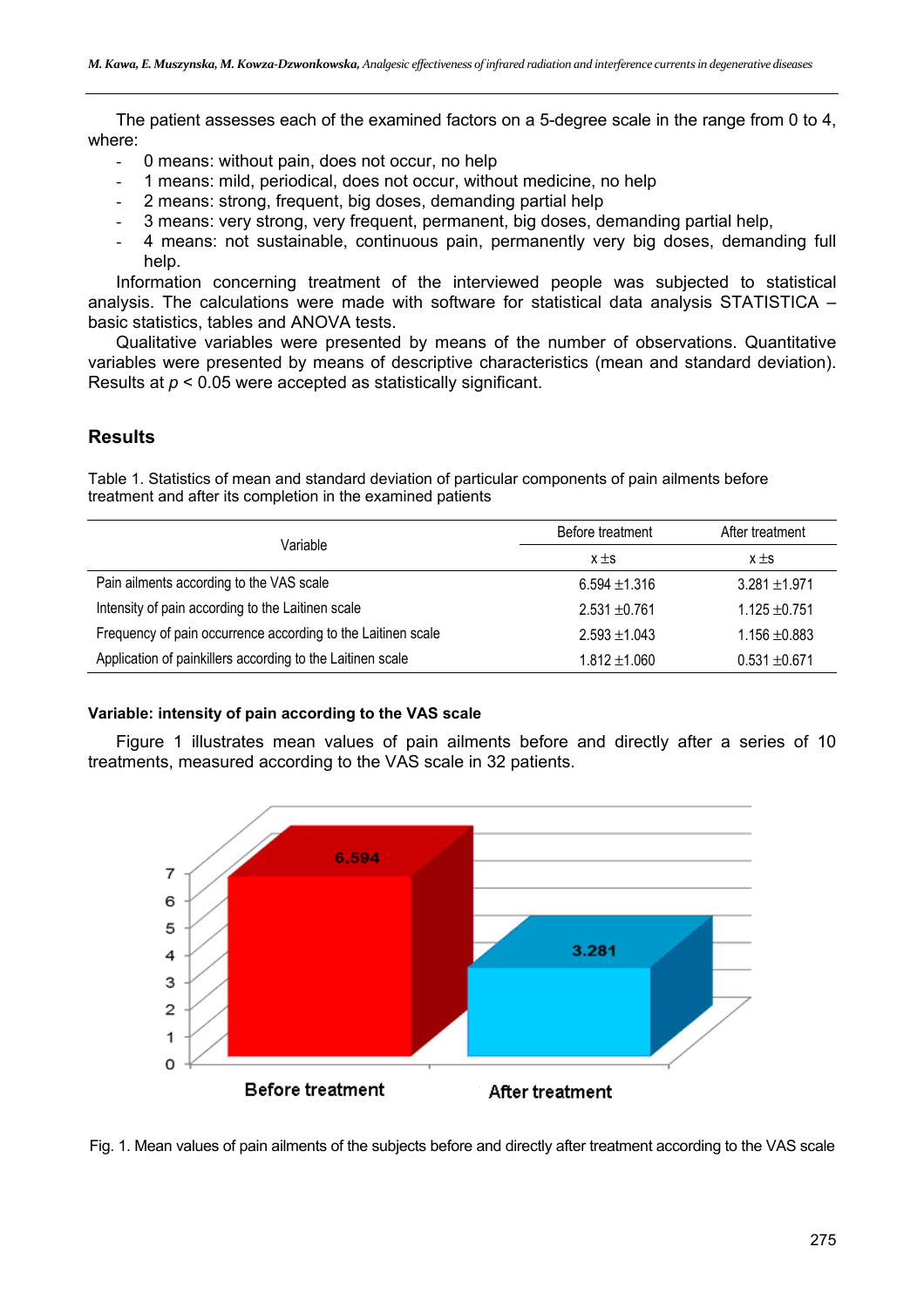The patient assesses each of the examined factors on a 5-degree scale in the range from 0 to 4, where:

- 0 means: without pain, does not occur, no help
- 1 means: mild, periodical, does not occur, without medicine, no help
- 2 means: strong, frequent, big doses, demanding partial help
- 3 means: very strong, very frequent, permanent, big doses, demanding partial help,
- 4 means: not sustainable, continuous pain, permanently very big doses, demanding full help.

Information concerning treatment of the interviewed people was subjected to statistical analysis. The calculations were made with software for statistical data analysis STATISTICA – basic statistics, tables and ANOVA tests.

Qualitative variables were presented by means of the number of observations. Quantitative variables were presented by means of descriptive characteristics (mean and standard deviation). Results at $p < 0.05$ were accepted as statistically significant.

## Results

Table 1. Statistics of mean and standard deviation of particular components of pain ailments before treatment and after its completion in the examined patients

| Variable | Before treatment | After treatment |
|---|---|---|
| | $\bar{x} \pm s$ | $\bar{x} \pm s$ |
| Pain ailments according to the VAS scale | 6.594 ±1.316 | 3.281 ±1.971 |
| Intensity of pain according to the Laitinen scale | 2.531 ±0.761 | 1.125 ±0.751 |
| Frequency of pain occurrence according to the Laitinen scale | 2.593 ±1.043 | 1.156 ±0.883 |
| Application of painkillers according to the Laitinen scale | 1.812 ±1.060 | 0.531 ±0.671 |

#### Variable: intensity of pain according to the VAS scale

Figure 1 illustrates mean values of pain ailments before and directly after a series of 10 treatments, measured according to the VAS scale in 32 patients.

Fig. 1. Mean values of pain ailments of the subjects before and directly after treatment according to the VAS scale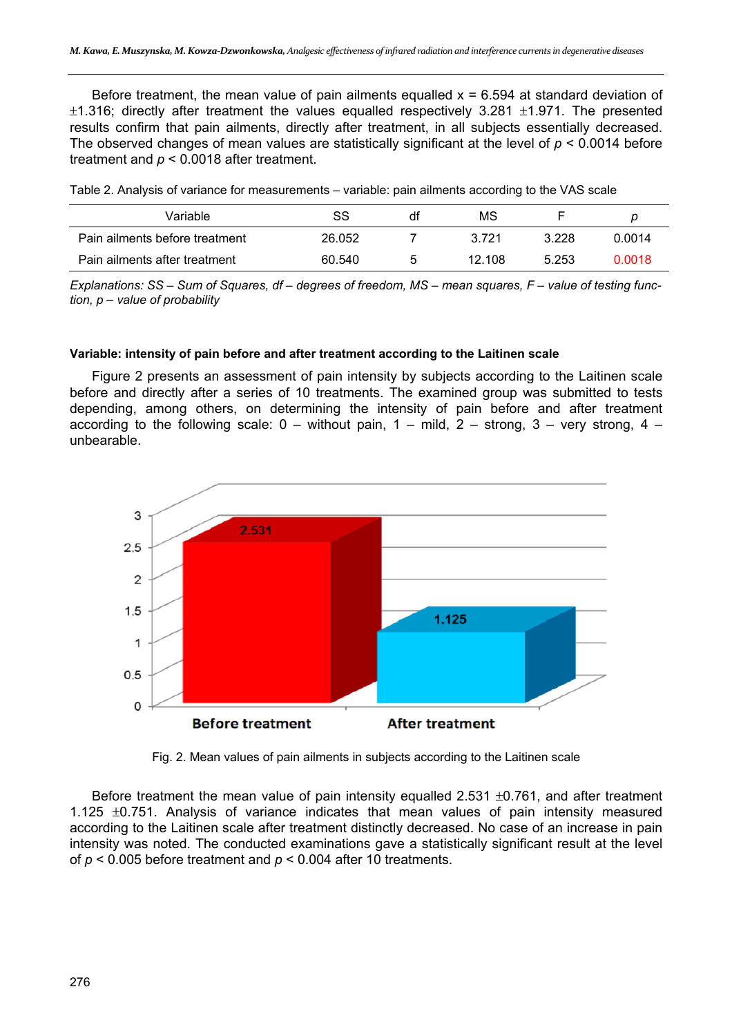Before treatment, the mean value of pain ailments equalled x = 6.594 at standard deviation of ±1.316; directly after treatment the values equalled respectively 3.281 ±1.971. The presented results confirm that pain ailments, directly after treatment, in all subjects essentially decreased. The observed changes of mean values are statistically significant at the level of $p < 0.0014$ before treatment and $p < 0.0018$ after treatment.

Table 2. Analysis of variance for measurements – variable: pain ailments according to the VAS scale

| Variable | SS | df | MS | F | *p* |
|---|---|---|---|---|---|
| Pain ailments before treatment | 26.052 | 7 | 3.721 | 3.228 | 0.0014 |
| Pain ailments after treatment | 60.540 | 5 | 12.108 | 5.253 | 0.0018 |

*Explanations: SS – Sum of Squares, df – degrees of freedom, MS – mean squares, F – value of testing function, p – value of probability*

**Variable: intensity of pain before and after treatment according to the Laitinen scale**

Figure 2 presents an assessment of pain intensity by subjects according to the Laitinen scale before and directly after a series of 10 treatments. The examined group was submitted to tests depending, among others, on determining the intensity of pain before and after treatment according to the following scale: 0 – without pain, 1 – mild, 2 – strong, 3 – very strong, 4 – unbearable.

Fig. 2. Mean values of pain ailments in subjects according to the Laitinen scale

Before treatment the mean value of pain intensity equalled 2.531 ±0.761, and after treatment 1.125 ±0.751. Analysis of variance indicates that mean values of pain intensity measured according to the Laitinen scale after treatment distinctly decreased. No case of an increase in pain intensity was noted. The conducted examinations gave a statistically significant result at the level of $p < 0.005$ before treatment and $p < 0.004$ after 10 treatments.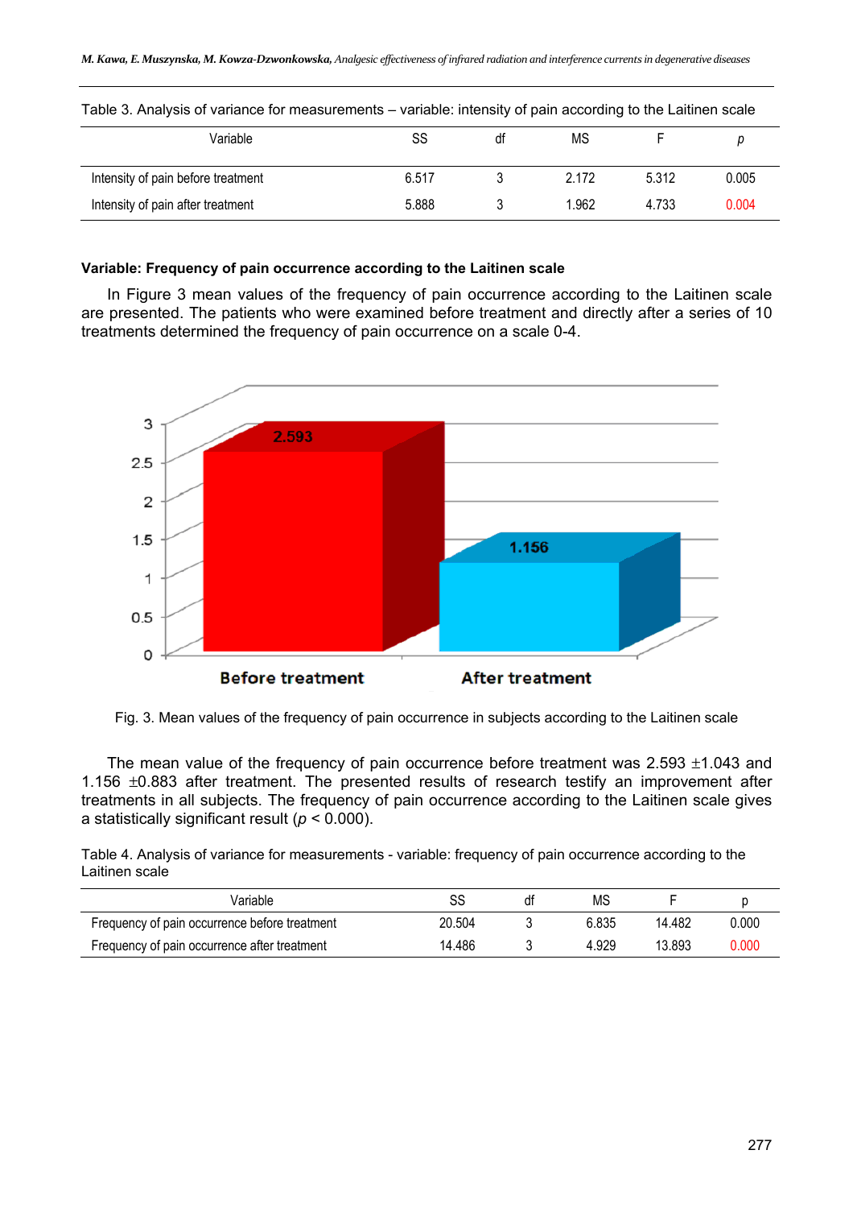Table 3. Analysis of variance for measurements – variable: intensity of pain according to the Laitinen scale

| Variable | SS | df | MS | F | *p* |
|---|---|---|---|---|---|
| Intensity of pain before treatment | 6.517 | 3 | 2.172 | 5.312 | 0.005 |
| Intensity of pain after treatment | 5.888 | 3 | 1.962 | 4.733 | 0.004 |

**Variable: Frequency of pain occurrence according to the Laitinen scale**

In Figure 3 mean values of the frequency of pain occurrence according to the Laitinen scale are presented. The patients who were examined before treatment and directly after a series of 10 treatments determined the frequency of pain occurrence on a scale 0-4.

Fig. 3. Mean values of the frequency of pain occurrence in subjects according to the Laitinen scale

The mean value of the frequency of pain occurrence before treatment was 2.593 ±1.043 and 1.156 ±0.883 after treatment. The presented results of research testify an improvement after treatments in all subjects. The frequency of pain occurrence according to the Laitinen scale gives a statistically significant result ($p < 0.000$).

Table 4. Analysis of variance for measurements - variable: frequency of pain occurrence according to the Laitinen scale

| Variable | SS | df | MS | F | p |
|---|---|---|---|---|---|
| Frequency of pain occurrence before treatment | 20.504 | 3 | 6.835 | 14.482 | 0.000 |
| Frequency of pain occurrence after treatment | 14.486 | 3 | 4.929 | 13.893 | 0.000 |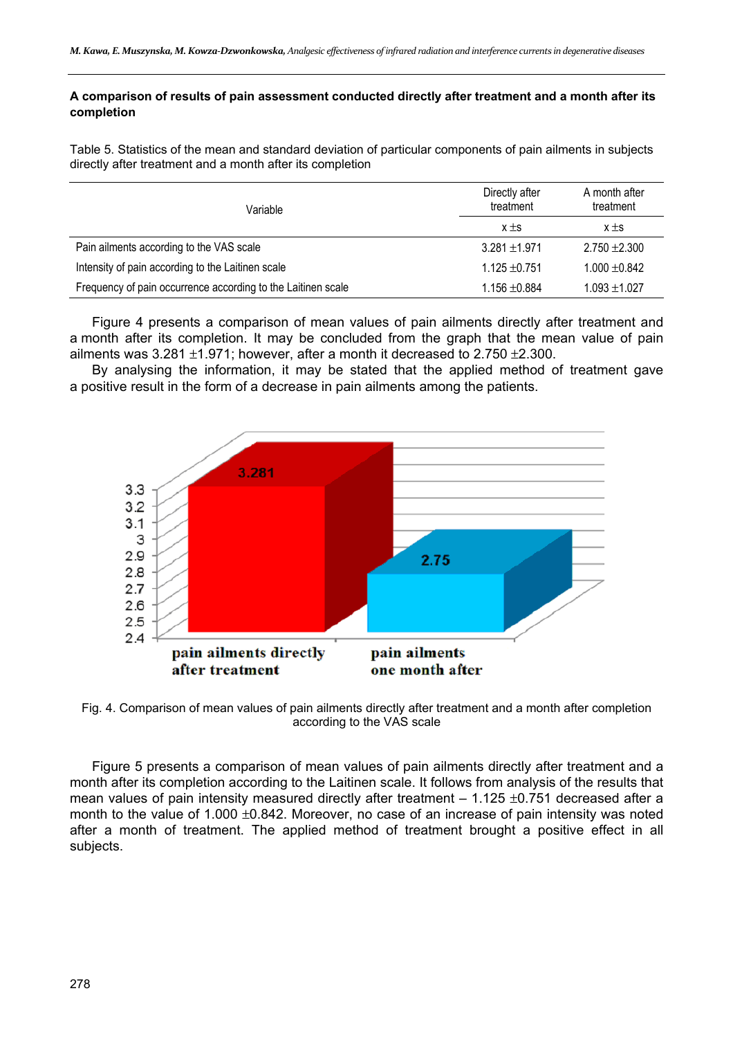**A comparison of results of pain assessment conducted directly after treatment and a month after its completion**

Table 5. Statistics of the mean and standard deviation of particular components of pain ailments in subjects directly after treatment and a month after its completion

| Variable | Directly after treatment | A month after treatment |
|---|---|---|
| | x ±s | x ±s |
| Pain ailments according to the VAS scale | 3.281 ±1.971 | 2.750 ±2.300 |
| Intensity of pain according to the Laitinen scale | 1.125 ±0.751 | 1.000 ±0.842 |
| Frequency of pain occurrence according to the Laitinen scale | 1.156 ±0.884 | 1.093 ±1.027 |

Figure 4 presents a comparison of mean values of pain ailments directly after treatment and a month after its completion. It may be concluded from the graph that the mean value of pain ailments was 3.281 ±1.971; however, after a month it decreased to 2.750 ±2.300.

By analysing the information, it may be stated that the applied method of treatment gave a positive result in the form of a decrease in pain ailments among the patients.

Fig. 4. Comparison of mean values of pain ailments directly after treatment and a month after completion according to the VAS scale

Figure 5 presents a comparison of mean values of pain ailments directly after treatment and a month after its completion according to the Laitinen scale. It follows from analysis of the results that mean values of pain intensity measured directly after treatment – 1.125 ±0.751 decreased after a month to the value of 1.000 ±0.842. Moreover, no case of an increase of pain intensity was noted after a month of treatment. The applied method of treatment brought a positive effect in all subjects.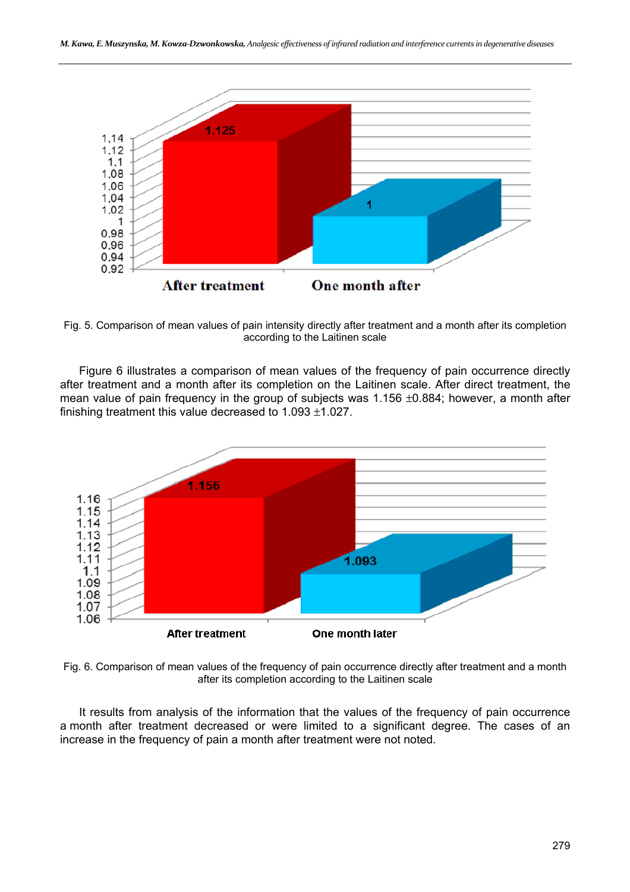Fig. 5. Comparison of mean values of pain intensity directly after treatment and a month after its completion according to the Laitinen scale

Figure 6 illustrates a comparison of mean values of the frequency of pain occurrence directly after treatment and a month after its completion on the Laitinen scale. After direct treatment, the mean value of pain frequency in the group of subjects was 1.156 ±0.884; however, a month after finishing treatment this value decreased to 1.093 ±1.027.

Fig. 6. Comparison of mean values of the frequency of pain occurrence directly after treatment and a month after its completion according to the Laitinen scale

It results from analysis of the information that the values of the frequency of pain occurrence a month after treatment decreased or were limited to a significant degree. The cases of an increase in the frequency of pain a month after treatment were not noted.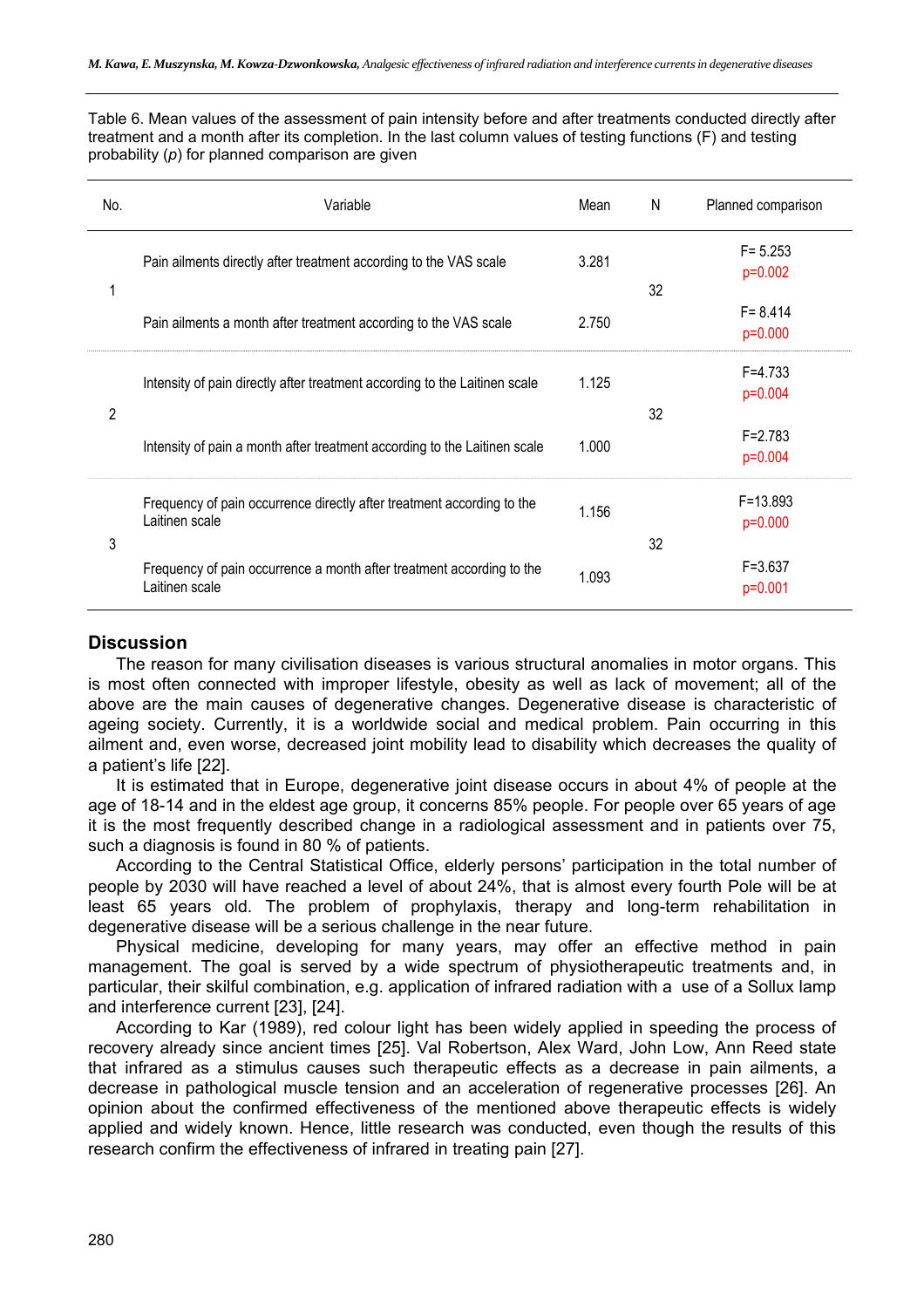Table 6. Mean values of the assessment of pain intensity before and after treatments conducted directly after treatment and a month after its completion. In the last column values of testing functions (F) and testing probability ($p$) for planned comparison are given

| No. | Variable | Mean | N | Planned comparison |
|---|---|---|---|---|
| 1 | Pain ailments directly after treatment according to the VAS scale | 3.281 | 32 | F= 5.253 p=0.002 |
| | Pain ailments a month after treatment according to the VAS scale | 2.750 | | F= 8.414 p=0.000 |
| 2 | Intensity of pain directly after treatment according to the Laitinen scale | 1.125 | 32 | F=4.733 p=0.004 |
| | Intensity of pain a month after treatment according to the Laitinen scale | 1.000 | | F=2.783 p=0.004 |
| 3 | Frequency of pain occurrence directly after treatment according to the Laitinen scale | 1.156 | 32 | F=13.893 p=0.000 |
| | Frequency of pain occurrence a month after treatment according to the Laitinen scale | 1.093 | | F=3.637 p=0.001 |

## Discussion

The reason for many civilisation diseases is various structural anomalies in motor organs. This is most often connected with improper lifestyle, obesity as well as lack of movement; all of the above are the main causes of degenerative changes. Degenerative disease is characteristic of ageing society. Currently, it is a worldwide social and medical problem. Pain occurring in this ailment and, even worse, decreased joint mobility lead to disability which decreases the quality of a patient's life [22].

It is estimated that in Europe, degenerative joint disease occurs in about 4% of people at the age of 18-14 and in the eldest age group, it concerns 85% people. For people over 65 years of age it is the most frequently described change in a radiological assessment and in patients over 75, such a diagnosis is found in 80 % of patients.

According to the Central Statistical Office, elderly persons' participation in the total number of people by 2030 will have reached a level of about 24%, that is almost every fourth Pole will be at least 65 years old. The problem of prophylaxis, therapy and long-term rehabilitation in degenerative disease will be a serious challenge in the near future.

Physical medicine, developing for many years, may offer an effective method in pain management. The goal is served by a wide spectrum of physiotherapeutic treatments and, in particular, their skilful combination, e.g. application of infrared radiation with a use of a Sollux lamp and interference current [23], [24].

According to Kar (1989), red colour light has been widely applied in speeding the process of recovery already since ancient times [25]. Val Robertson, Alex Ward, John Low, Ann Reed state that infrared as a stimulus causes such therapeutic effects as a decrease in pain ailments, a decrease in pathological muscle tension and an acceleration of regenerative processes [26]. An opinion about the confirmed effectiveness of the mentioned above therapeutic effects is widely applied and widely known. Hence, little research was conducted, even though the results of this research confirm the effectiveness of infrared in treating pain [27].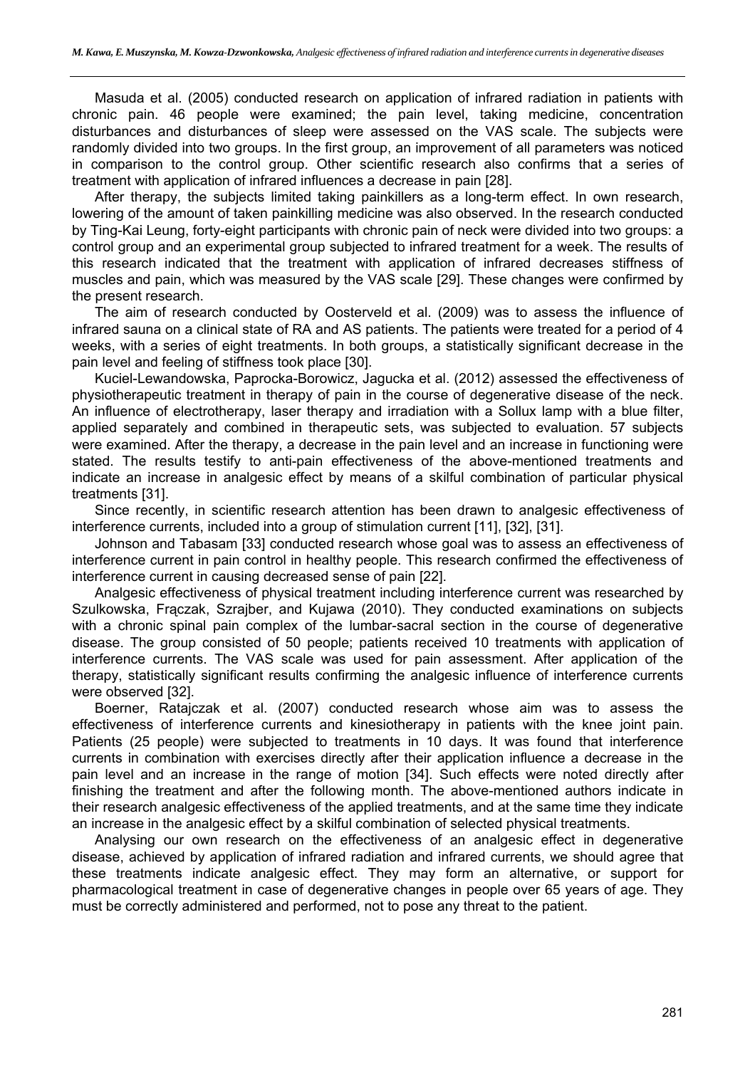Masuda et al. (2005) conducted research on application of infrared radiation in patients with chronic pain. 46 people were examined; the pain level, taking medicine, concentration disturbances and disturbances of sleep were assessed on the VAS scale. The subjects were randomly divided into two groups. In the first group, an improvement of all parameters was noticed in comparison to the control group. Other scientific research also confirms that a series of treatment with application of infrared influences a decrease in pain [28].

After therapy, the subjects limited taking painkillers as a long-term effect. In own research, lowering of the amount of taken painkilling medicine was also observed. In the research conducted by Ting-Kai Leung, forty-eight participants with chronic pain of neck were divided into two groups: a control group and an experimental group subjected to infrared treatment for a week. The results of this research indicated that the treatment with application of infrared decreases stiffness of muscles and pain, which was measured by the VAS scale [29]. These changes were confirmed by the present research.

The aim of research conducted by Oosterveld et al. (2009) was to assess the influence of infrared sauna on a clinical state of RA and AS patients. The patients were treated for a period of 4 weeks, with a series of eight treatments. In both groups, a statistically significant decrease in the pain level and feeling of stiffness took place [30].

Kuciel-Lewandowska, Paprocka-Borowicz, Jagucka et al. (2012) assessed the effectiveness of physiotherapeutic treatment in therapy of pain in the course of degenerative disease of the neck. An influence of electrotherapy, laser therapy and irradiation with a Sollux lamp with a blue filter, applied separately and combined in therapeutic sets, was subjected to evaluation. 57 subjects were examined. After the therapy, a decrease in the pain level and an increase in functioning were stated. The results testify to anti-pain effectiveness of the above-mentioned treatments and indicate an increase in analgesic effect by means of a skilful combination of particular physical treatments [31].

Since recently, in scientific research attention has been drawn to analgesic effectiveness of interference currents, included into a group of stimulation current [11], [32], [31].

Johnson and Tabasam [33] conducted research whose goal was to assess an effectiveness of interference current in pain control in healthy people. This research confirmed the effectiveness of interference current in causing decreased sense of pain [22].

Analgesic effectiveness of physical treatment including interference current was researched by Szulkowska, Frączak, Szrajber, and Kujawa (2010). They conducted examinations on subjects with a chronic spinal pain complex of the lumbar-sacral section in the course of degenerative disease. The group consisted of 50 people; patients received 10 treatments with application of interference currents. The VAS scale was used for pain assessment. After application of the therapy, statistically significant results confirming the analgesic influence of interference currents were observed [32].

Boerner, Ratajczak et al. (2007) conducted research whose aim was to assess the effectiveness of interference currents and kinesiotherapy in patients with the knee joint pain. Patients (25 people) were subjected to treatments in 10 days. It was found that interference currents in combination with exercises directly after their application influence a decrease in the pain level and an increase in the range of motion [34]. Such effects were noted directly after finishing the treatment and after the following month. The above-mentioned authors indicate in their research analgesic effectiveness of the applied treatments, and at the same time they indicate an increase in the analgesic effect by a skilful combination of selected physical treatments.

Analysing our own research on the effectiveness of an analgesic effect in degenerative disease, achieved by application of infrared radiation and infrared currents, we should agree that these treatments indicate analgesic effect. They may form an alternative, or support for pharmacological treatment in case of degenerative changes in people over 65 years of age. They must be correctly administered and performed, not to pose any threat to the patient.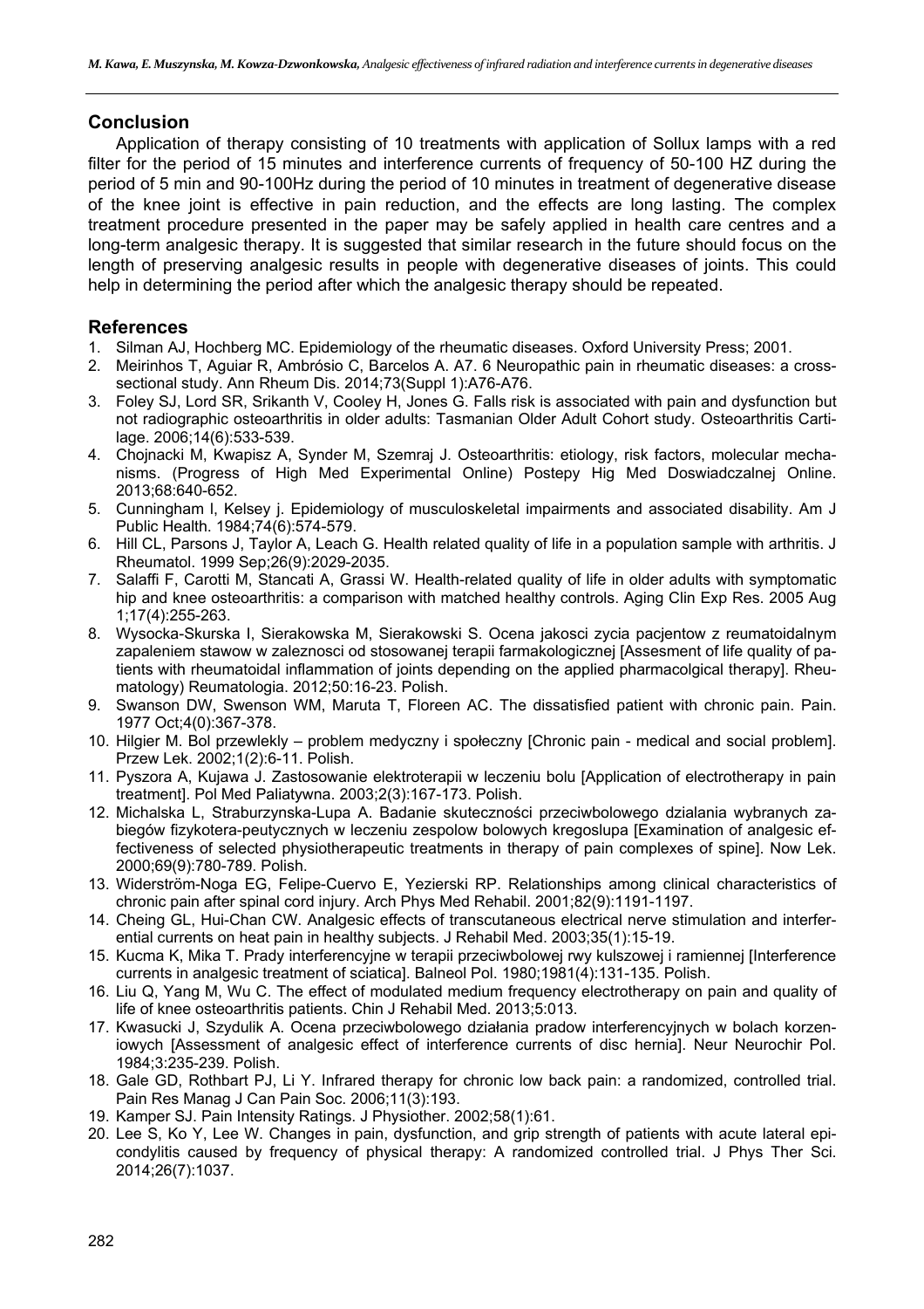## Conclusion

Application of therapy consisting of 10 treatments with application of Sollux lamps with a red filter for the period of 15 minutes and interference currents of frequency of 50-100 HZ during the period of 5 min and 90-100Hz during the period of 10 minutes in treatment of degenerative disease of the knee joint is effective in pain reduction, and the effects are long lasting. The complex treatment procedure presented in the paper may be safely applied in health care centres and a long-term analgesic therapy. It is suggested that similar research in the future should focus on the length of preserving analgesic results in people with degenerative diseases of joints. This could help in determining the period after which the analgesic therapy should be repeated.

## References

1. Silman AJ, Hochberg MC. Epidemiology of the rheumatic diseases. Oxford University Press; 2001.
2. Meirinhos T, Aguiar R, Ambrósio C, Barcelos A. A7. 6 Neuropathic pain in rheumatic diseases: a cross-sectional study. Ann Rheum Dis. 2014;73(Suppl 1):A76-A76.
3. Foley SJ, Lord SR, Srikanth V, Cooley H, Jones G. Falls risk is associated with pain and dysfunction but not radiographic osteoarthritis in older adults: Tasmanian Older Adult Cohort study. Osteoarthritis Cartilage. 2006;14(6):533-539.
4. Chojnacki M, Kwapisz A, Synder M, Szemraj J. Osteoarthritis: etiology, risk factors, molecular mechanisms. (Progress of High Med Experimental Online) Postepy Hig Med Doswiadczalnej Online. 2013;68:640-652.
5. Cunningham l, Kelsey j. Epidemiology of musculoskeletal impairments and associated disability. Am J Public Health. 1984;74(6):574-579.
6. Hill CL, Parsons J, Taylor A, Leach G. Health related quality of life in a population sample with arthritis. J Rheumatol. 1999 Sep;26(9):2029-2035.
7. Salaffi F, Carotti M, Stancati A, Grassi W. Health-related quality of life in older adults with symptomatic hip and knee osteoarthritis: a comparison with matched healthy controls. Aging Clin Exp Res. 2005 Aug 1;17(4):255-263.
8. Wysocka-Skurska I, Sierakowska M, Sierakowski S. Ocena jakosci zycia pacjentow z reumatoidalnym zapaleniem stawow w zaleznosci od stosowanej terapii farmakologicznej [Assesment of life quality of patients with rheumatoidal inflammation of joints depending on the applied pharmacolgical therapy]. Rheumatology) Reumatologia. 2012;50:16-23. Polish.
9. Swanson DW, Swenson WM, Maruta T, Floreen AC. The dissatisfied patient with chronic pain. Pain. 1977 Oct;4(0):367-378.
10. Hilgier M. Bol przewlekly – problem medyczny i społeczny [Chronic pain - medical and social problem]. Przew Lek. 2002;1(2):6-11. Polish.
11. Pyszora A, Kujawa J. Zastosowanie elektroterapii w leczeniu bolu [Application of electrotherapy in pain treatment]. Pol Med Paliatywna. 2003;2(3):167-173. Polish.
12. Michalska L, Straburzynska-Lupa A. Badanie skuteczności przeciwbolowego dzialania wybranych zabiegów fizykotera-peutycznych w leczeniu zespolow bolowych kregoslupa [Examination of analgesic effectiveness of selected physiotherapeutic treatments in therapy of pain complexes of spine]. Now Lek. 2000;69(9):780-789. Polish.
13. Widerström-Noga EG, Felipe-Cuervo E, Yezierski RP. Relationships among clinical characteristics of chronic pain after spinal cord injury. Arch Phys Med Rehabil. 2001;82(9):1191-1197.
14. Cheing GL, Hui-Chan CW. Analgesic effects of transcutaneous electrical nerve stimulation and interferential currents on heat pain in healthy subjects. J Rehabil Med. 2003;35(1):15-19.
15. Kucma K, Mika T. Prady interferencyjne w terapii przeciwbolowej rwy kulszowej i ramiennej [Interference currents in analgesic treatment of sciatica]. Balneol Pol. 1980;1981(4):131-135. Polish.
16. Liu Q, Yang M, Wu C. The effect of modulated medium frequency electrotherapy on pain and quality of life of knee osteoarthritis patients. Chin J Rehabil Med. 2013;5:013.
17. Kwasucki J, Szydulik A. Ocena przeciwbolowego działania pradow interferencyjnych w bolach korzeniowych [Assessment of analgesic effect of interference currents of disc hernia]. Neur Neurochir Pol. 1984;3:235-239. Polish.
18. Gale GD, Rothbart PJ, Li Y. Infrared therapy for chronic low back pain: a randomized, controlled trial. Pain Res Manag J Can Pain Soc. 2006;11(3):193.
19. Kamper SJ. Pain Intensity Ratings. J Physiother. 2002;58(1):61.
20. Lee S, Ko Y, Lee W. Changes in pain, dysfunction, and grip strength of patients with acute lateral epicondylitis caused by frequency of physical therapy: A randomized controlled trial. J Phys Ther Sci. 2014;26(7):1037.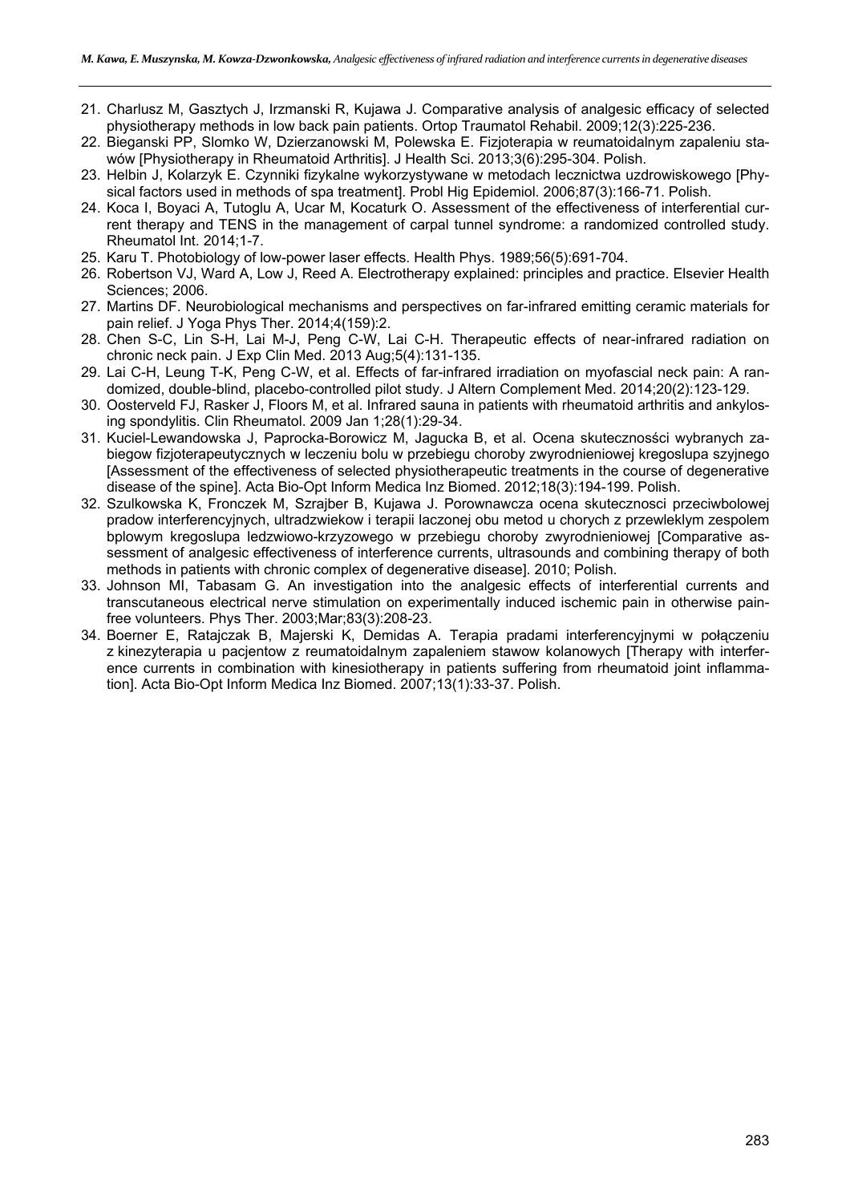21. Charlusz M, Gasztych J, Irzmanski R, Kujawa J. Comparative analysis of analgesic efficacy of selected physiotherapy methods in low back pain patients. Ortop Traumatol Rehabil. 2009;12(3):225-236.
22. Bieganski PP, Slomko W, Dzierzanowski M, Polewska E. Fizjoterapia w reumatoidalnym zapaleniu stawów [Physiotherapy in Rheumatoid Arthritis]. J Health Sci. 2013;3(6):295-304. Polish.
23. Helbin J, Kolarzyk E. Czynniki fizykalne wykorzystywane w metodach lecznictwa uzdrowiskowego [Physical factors used in methods of spa treatment]. Probl Hig Epidemiol. 2006;87(3):166-71. Polish.
24. Koca I, Boyaci A, Tutoglu A, Ucar M, Kocaturk O. Assessment of the effectiveness of interferential current therapy and TENS in the management of carpal tunnel syndrome: a randomized controlled study. Rheumatol Int. 2014;1-7.
25. Karu T. Photobiology of low-power laser effects. Health Phys. 1989;56(5):691-704.
26. Robertson VJ, Ward A, Low J, Reed A. Electrotherapy explained: principles and practice. Elsevier Health Sciences; 2006.
27. Martins DF. Neurobiological mechanisms and perspectives on far-infrared emitting ceramic materials for pain relief. J Yoga Phys Ther. 2014;4(159):2.
28. Chen S-C, Lin S-H, Lai M-J, Peng C-W, Lai C-H. Therapeutic effects of near-infrared radiation on chronic neck pain. J Exp Clin Med. 2013 Aug;5(4):131-135.
29. Lai C-H, Leung T-K, Peng C-W, et al. Effects of far-infrared irradiation on myofascial neck pain: A randomized, double-blind, placebo-controlled pilot study. J Altern Complement Med. 2014;20(2):123-129.
30. Oosterveld FJ, Rasker J, Floors M, et al. Infrared sauna in patients with rheumatoid arthritis and ankylosing spondylitis. Clin Rheumatol. 2009 Jan 1;28(1):29-34.
31. Kuciel-Lewandowska J, Paprocka-Borowicz M, Jagucka B, et al. Ocena skutecznośści wybranych zabiegow fizjoterapeutycznych w leczeniu bolu w przebiegu choroby zwyrodnieniowej kregoslupa szyjnego [Assessment of the effectiveness of selected physiotherapeutic treatments in the course of degenerative disease of the spine]. Acta Bio-Opt Inform Medica Inz Biomed. 2012;18(3):194-199. Polish.
32. Szulkowska K, Fronczek M, Szrajber B, Kujawa J. Porownawcza ocena skutecznosci przeciwbolowej pradow interferencyjnych, ultradzwiekow i terapii laczonej obu metod u chorych z przewleklym zespolem bplowym kregoslupa ledzwiowo-krzyzowego w przebiegu choroby zwyrodnieniowej [Comparative assessment of analgesic effectiveness of interference currents, ultrasounds and combining therapy of both methods in patients with chronic complex of degenerative disease]. 2010; Polish.
33. Johnson MI, Tabasam G. An investigation into the analgesic effects of interferential currents and transcutaneous electrical nerve stimulation on experimentally induced ischemic pain in otherwise pain-free volunteers. Phys Ther. 2003;Mar;83(3):208-23.
34. Boerner E, Ratajczak B, Majerski K, Demidas A. Terapia pradami interferencyjnymi w połączeniu z kinezyterapia u pacjentow z reumatoidalnym zapaleniem stawow kolanowych [Therapy with interference currents in combination with kinesiotherapy in patients suffering from rheumatoid joint inflammation]. Acta Bio-Opt Inform Medica Inz Biomed. 2007;13(1):33-37. Polish.